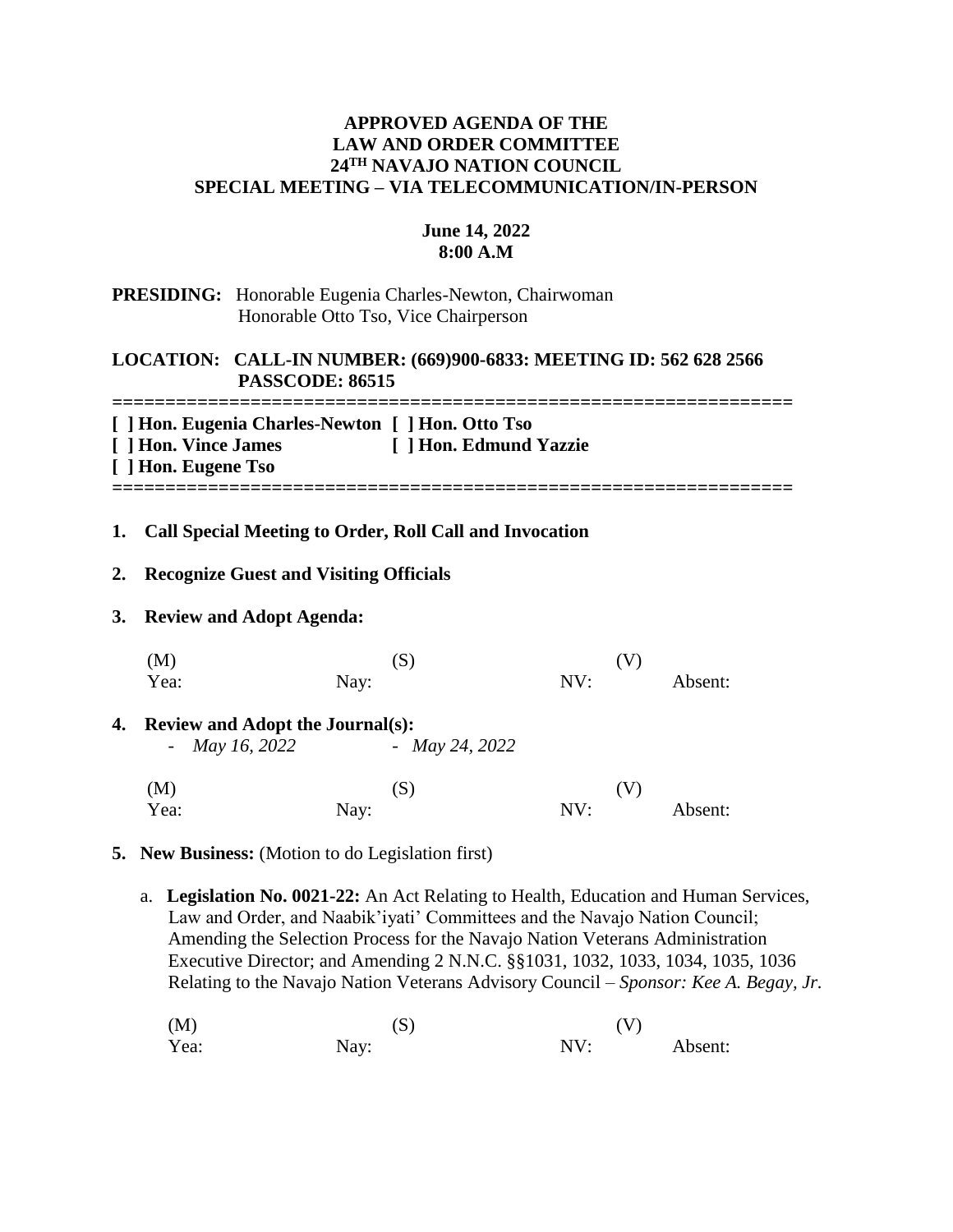**APPROVED AGENDA OF THE**
**LAW AND ORDER COMMITTEE**
**24TH NAVAJO NATION COUNCIL**
**SPECIAL MEETING – VIA TELECOMMUNICATION/IN-PERSON**

**June 14, 2022**
**8:00 A.M**

**PRESIDING:** Honorable Eugenia Charles-Newton, Chairwoman
Honorable Otto Tso, Vice Chairperson

**LOCATION: CALL-IN NUMBER: (669)900-6833: MEETING ID: 562 628 2566**
**PASSCODE: 86515**

===============================================================

**[ ] Hon. Eugenia Charles-Newton [ ] Hon. Otto Tso**
**[ ] Hon. Vince James [ ] Hon. Edmund Yazzie**
**[ ] Hon. Eugene Tso**

===============================================================

1. **Call Special Meeting to Order, Roll Call and Invocation**

2. **Recognize Guest and Visiting Officials**

3. **Review and Adopt Agenda:**

   (M) (S) (V)
   Yea: Nay: NV: Absent:

4. **Review and Adopt the Journal(s):**
   - *May 16, 2022*
   - *May 24, 2022*

   (M) (S) (V)
   Yea: Nay: NV: Absent:

5. **New Business:** (Motion to do Legislation first)

   a. **Legislation No. 0021-22:** An Act Relating to Health, Education and Human Services, Law and Order, and Naabik'iyati' Committees and the Navajo Nation Council; Amending the Selection Process for the Navajo Nation Veterans Administration Executive Director; and Amending 2 N.N.C. §§1031, 1032, 1033, 1034, 1035, 1036 Relating to the Navajo Nation Veterans Advisory Council – *Sponsor: Kee A. Begay, Jr.*

   (M) (S) (V)
   Yea: Nay: NV: Absent: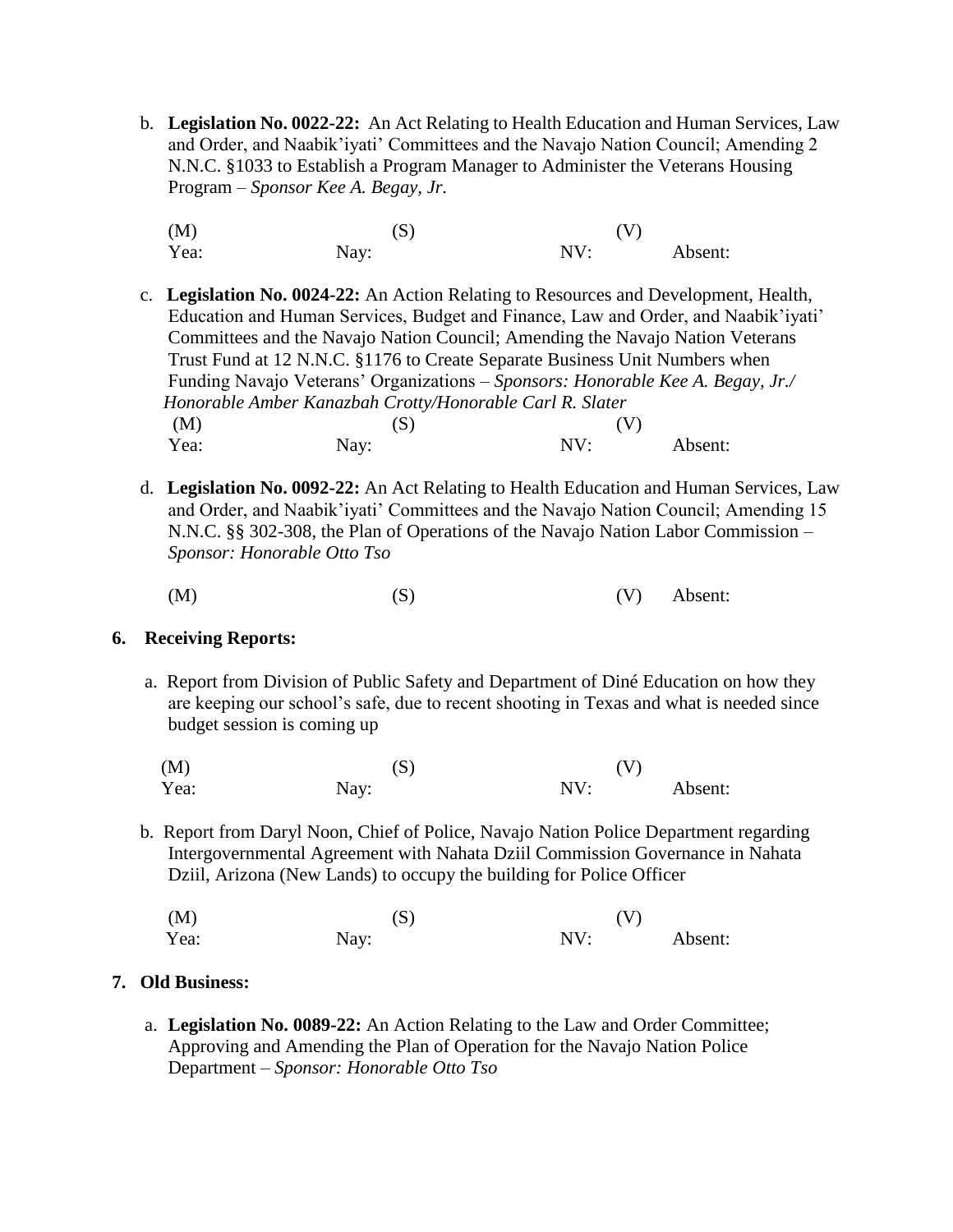b. **Legislation No. 0022-22:** An Act Relating to Health Education and Human Services, Law and Order, and Naabik'iyati' Committees and the Navajo Nation Council; Amending 2 N.N.C. §1033 to Establish a Program Manager to Administer the Veterans Housing Program – *Sponsor Kee A. Begay, Jr.*

(M) (S) (V)
Yea: Nay: NV: Absent:

c. **Legislation No. 0024-22:** An Action Relating to Resources and Development, Health, Education and Human Services, Budget and Finance, Law and Order, and Naabik'iyati' Committees and the Navajo Nation Council; Amending the Navajo Nation Veterans Trust Fund at 12 N.N.C. §1176 to Create Separate Business Unit Numbers when Funding Navajo Veterans' Organizations – *Sponsors: Honorable Kee A. Begay, Jr./ Honorable Amber Kanazbah Crotty/Honorable Carl R. Slater*

(M) (S) (V)
Yea: Nay: NV: Absent:

d. **Legislation No. 0092-22:** An Act Relating to Health Education and Human Services, Law and Order, and Naabik'iyati' Committees and the Navajo Nation Council; Amending 15 N.N.C. §§ 302-308, the Plan of Operations of the Navajo Nation Labor Commission – *Sponsor: Honorable Otto Tso*

(M) (S) (V) Absent:

**6. Receiving Reports:**

a. Report from Division of Public Safety and Department of Diné Education on how they are keeping our school's safe, due to recent shooting in Texas and what is needed since budget session is coming up

(M) (S) (V)
Yea: Nay: NV: Absent:

b. Report from Daryl Noon, Chief of Police, Navajo Nation Police Department regarding Intergovernmental Agreement with Nahata Dziil Commission Governance in Nahata Dziil, Arizona (New Lands) to occupy the building for Police Officer

(M) (S) (V)
Yea: Nay: NV: Absent:

**7. Old Business:**

a. **Legislation No. 0089-22:** An Action Relating to the Law and Order Committee; Approving and Amending the Plan of Operation for the Navajo Nation Police Department – *Sponsor: Honorable Otto Tso*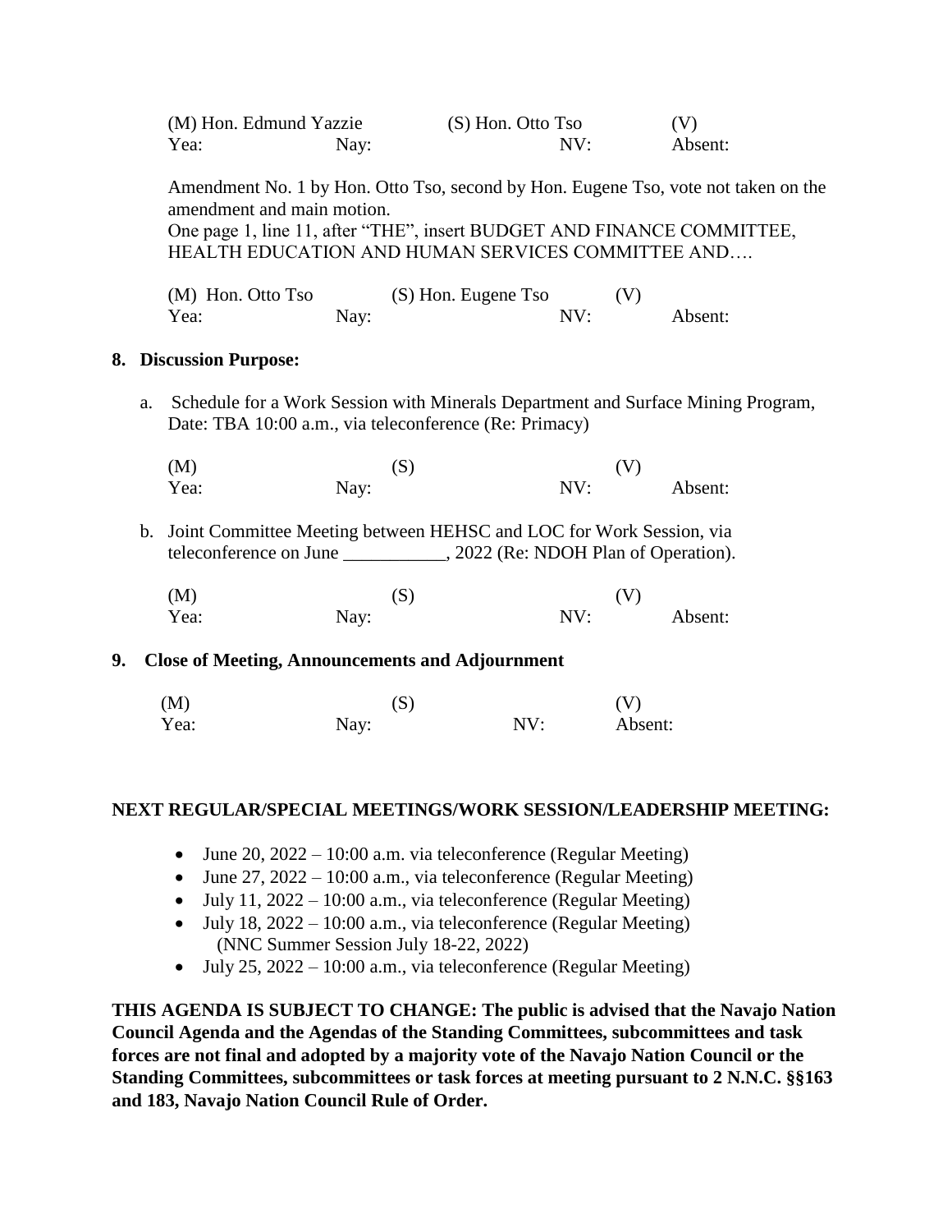(M) Hon. Edmund Yazzie (S) Hon. Otto Tso (V)
Yea: Nay: NV: Absent:

Amendment No. 1 by Hon. Otto Tso, second by Hon. Eugene Tso, vote not taken on the amendment and main motion.
One page 1, line 11, after "THE", insert BUDGET AND FINANCE COMMITTEE, HEALTH EDUCATION AND HUMAN SERVICES COMMITTEE AND….

(M) Hon. Otto Tso (S) Hon. Eugene Tso (V)
Yea: Nay: NV: Absent:

**8. Discussion Purpose:**

a. Schedule for a Work Session with Minerals Department and Surface Mining Program, Date: TBA 10:00 a.m., via teleconference (Re: Primacy)

(M) (S) (V)
Yea: Nay: NV: Absent:

b. Joint Committee Meeting between HEHSC and LOC for Work Session, via teleconference on June ___________, 2022 (Re: NDOH Plan of Operation).

(M) (S) (V)
Yea: Nay: NV: Absent:

**9. Close of Meeting, Announcements and Adjournment**

(M) (S) (V)
Yea: Nay: NV: Absent:

**NEXT REGULAR/SPECIAL MEETINGS/WORK SESSION/LEADERSHIP MEETING:**

- June 20, 2022 – 10:00 a.m. via teleconference (Regular Meeting)
- June 27, 2022 – 10:00 a.m., via teleconference (Regular Meeting)
- July 11, 2022 – 10:00 a.m., via teleconference (Regular Meeting)
- July 18, 2022 – 10:00 a.m., via teleconference (Regular Meeting)
  (NNC Summer Session July 18-22, 2022)
- July 25, 2022 – 10:00 a.m., via teleconference (Regular Meeting)

**THIS AGENDA IS SUBJECT TO CHANGE: The public is advised that the Navajo Nation Council Agenda and the Agendas of the Standing Committees, subcommittees and task forces are not final and adopted by a majority vote of the Navajo Nation Council or the Standing Committees, subcommittees or task forces at meeting pursuant to 2 N.N.C. §§163 and 183, Navajo Nation Council Rule of Order.**